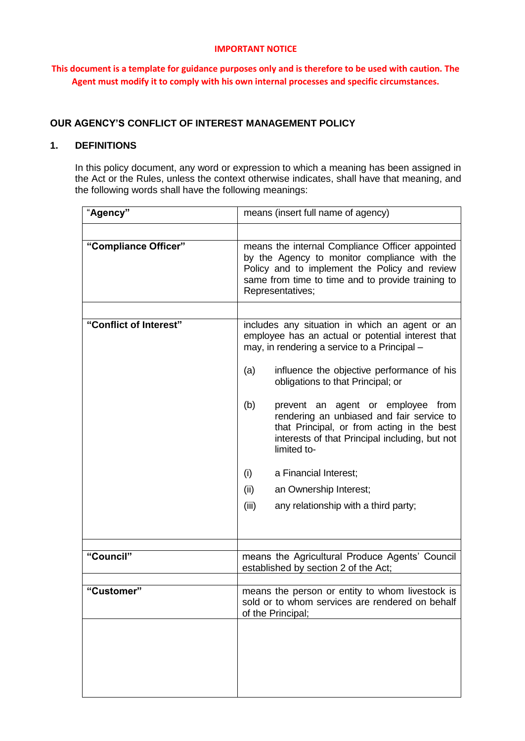**IMPORTANT NOTICE**

**This document is a template for guidance purposes only and is therefore to be used with caution. The Agent must modify it to comply with his own internal processes and specific circumstances.**

## OUR AGENCY'S CONFLICT OF INTEREST MANAGEMENT POLICY

### 1. DEFINITIONS

In this policy document, any word or expression to which a meaning has been assigned in the Act or the Rules, unless the context otherwise indicates, shall have that meaning, and the following words shall have the following meanings:

| Term | Meaning |
|---|---|
| "**Agency**" | means (insert full name of agency) |
| | |
| **"Compliance Officer"** | means the internal Compliance Officer appointed by the Agency to monitor compliance with the Policy and to implement the Policy and review same from time to time and to provide training to Representatives; |
| | |
| **"Conflict of Interest"** | includes any situation in which an agent or an employee has an actual or potential interest that may, in rendering a service to a Principal – <br>(a) influence the objective performance of his obligations to that Principal; or <br>(b) prevent an agent or employee from rendering an unbiased and fair service to that Principal, or from acting in the best interests of that Principal including, but not limited to- <br>(i) a Financial Interest; <br>(ii) an Ownership Interest; <br>(iii) any relationship with a third party; |
| | |
| **"Council"** | means the Agricultural Produce Agents' Council established by section 2 of the Act; |
| | |
| **"Customer"** | means the person or entity to whom livestock is sold or to whom services are rendered on behalf of the Principal; |
| | |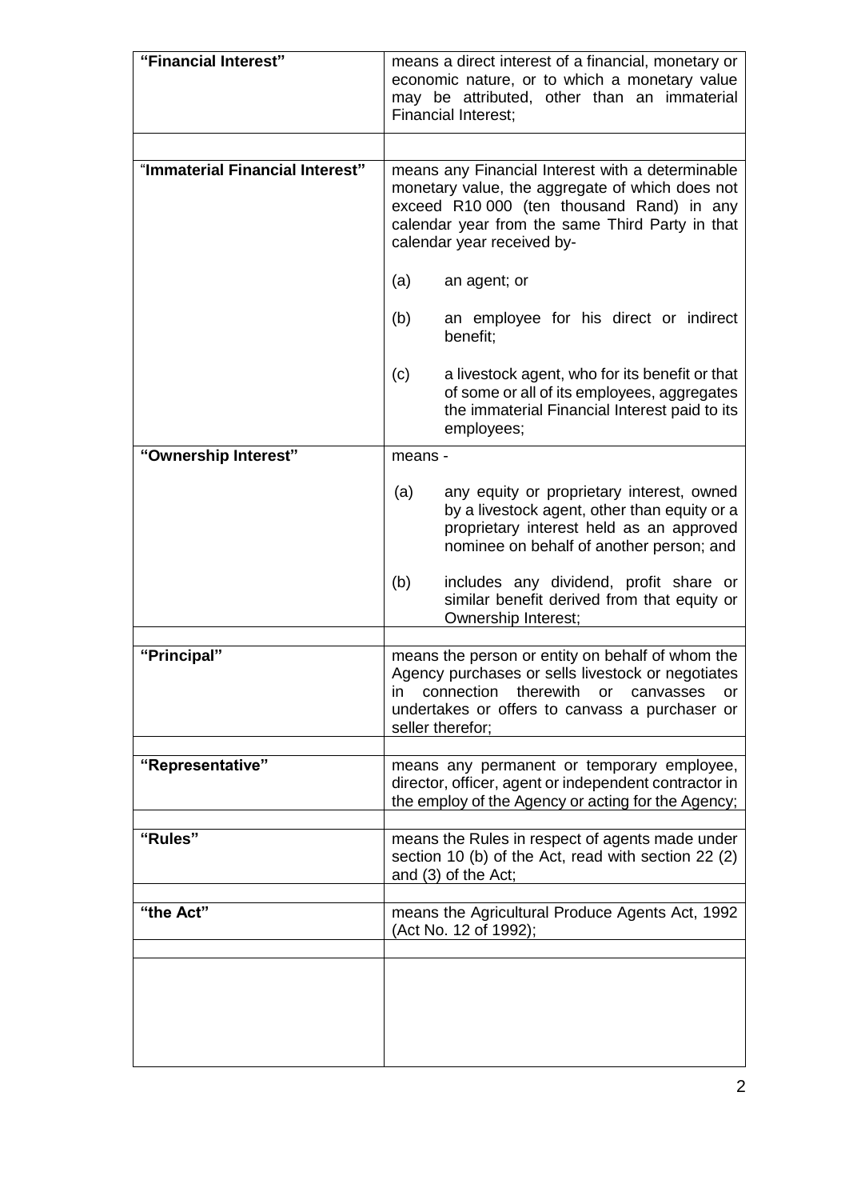| | |
|---|---|
| **"Financial Interest"** | means a direct interest of a financial, monetary or economic nature, or to which a monetary value may be attributed, other than an immaterial Financial Interest; |
| | |
| "**Immaterial Financial Interest"** | means any Financial Interest with a determinable monetary value, the aggregate of which does not exceed R10 000 (ten thousand Rand) in any calendar year from the same Third Party in that calendar year received by-<br><br>(a) an agent; or<br><br>(b) an employee for his direct or indirect benefit;<br><br>(c) a livestock agent, who for its benefit or that of some or all of its employees, aggregates the immaterial Financial Interest paid to its employees; |
| **"Ownership Interest"** | means -<br><br>(a) any equity or proprietary interest, owned by a livestock agent, other than equity or a proprietary interest held as an approved nominee on behalf of another person; and<br><br>(b) includes any dividend, profit share or similar benefit derived from that equity or Ownership Interest; |
| | |
| **"Principal"** | means the person or entity on behalf of whom the Agency purchases or sells livestock or negotiates in connection therewith or canvasses or undertakes or offers to canvass a purchaser or seller therefor; |
| | |
| **"Representative"** | means any permanent or temporary employee, director, officer, agent or independent contractor in the employ of the Agency or acting for the Agency; |
| | |
| **"Rules"** | means the Rules in respect of agents made under section 10 (b) of the Act, read with section 22 (2) and (3) of the Act; |
| | |
| **"the Act"** | means the Agricultural Produce Agents Act, 1992 (Act No. 12 of 1992); |
| | |
| | |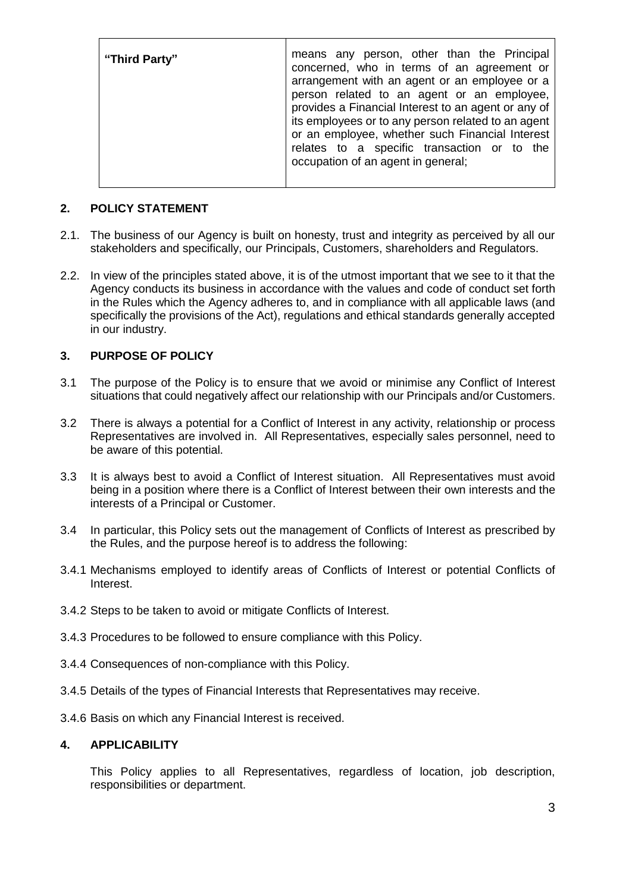| "Third Party" | means any person, other than the Principal concerned, who in terms of an agreement or arrangement with an agent or an employee or a person related to an agent or an employee, provides a Financial Interest to an agent or any of its employees or to any person related to an agent or an employee, whether such Financial Interest relates to a specific transaction or to the occupation of an agent in general; |
|---|---|

## 2. POLICY STATEMENT

2.1. The business of our Agency is built on honesty, trust and integrity as perceived by all our stakeholders and specifically, our Principals, Customers, shareholders and Regulators.

2.2. In view of the principles stated above, it is of the utmost important that we see to it that the Agency conducts its business in accordance with the values and code of conduct set forth in the Rules which the Agency adheres to, and in compliance with all applicable laws (and specifically the provisions of the Act), regulations and ethical standards generally accepted in our industry.

## 3. PURPOSE OF POLICY

3.1 The purpose of the Policy is to ensure that we avoid or minimise any Conflict of Interest situations that could negatively affect our relationship with our Principals and/or Customers.

3.2 There is always a potential for a Conflict of Interest in any activity, relationship or process Representatives are involved in. All Representatives, especially sales personnel, need to be aware of this potential.

3.3 It is always best to avoid a Conflict of Interest situation. All Representatives must avoid being in a position where there is a Conflict of Interest between their own interests and the interests of a Principal or Customer.

3.4 In particular, this Policy sets out the management of Conflicts of Interest as prescribed by the Rules, and the purpose hereof is to address the following:

3.4.1 Mechanisms employed to identify areas of Conflicts of Interest or potential Conflicts of Interest.

3.4.2 Steps to be taken to avoid or mitigate Conflicts of Interest.

3.4.3 Procedures to be followed to ensure compliance with this Policy.

3.4.4 Consequences of non-compliance with this Policy.

3.4.5 Details of the types of Financial Interests that Representatives may receive.

3.4.6 Basis on which any Financial Interest is received.

## 4. APPLICABILITY

This Policy applies to all Representatives, regardless of location, job description, responsibilities or department.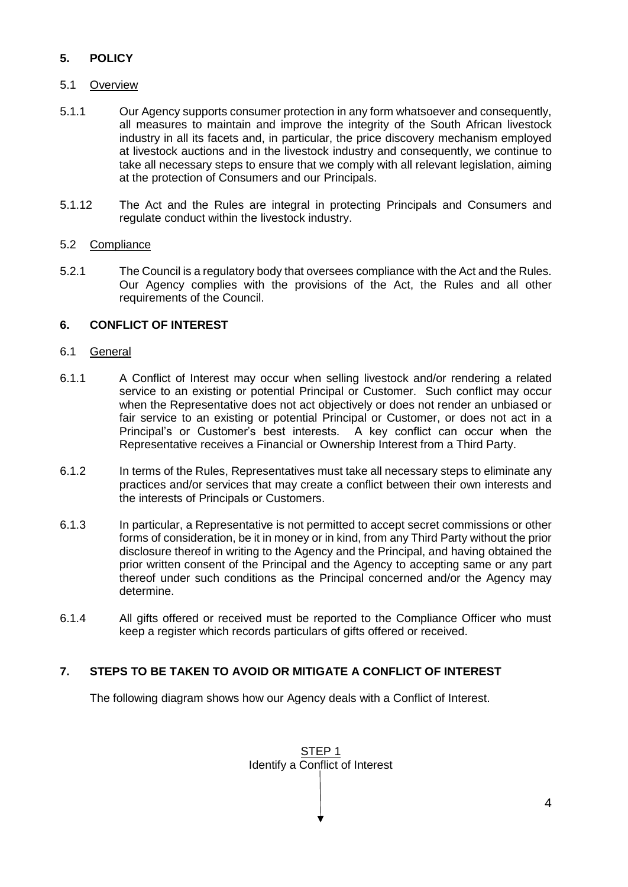## 5. POLICY

### 5.1 Overview

5.1.1 Our Agency supports consumer protection in any form whatsoever and consequently, all measures to maintain and improve the integrity of the South African livestock industry in all its facets and, in particular, the price discovery mechanism employed at livestock auctions and in the livestock industry and consequently, we continue to take all necessary steps to ensure that we comply with all relevant legislation, aiming at the protection of Consumers and our Principals.

5.1.12 The Act and the Rules are integral in protecting Principals and Consumers and regulate conduct within the livestock industry.

### 5.2 Compliance

5.2.1 The Council is a regulatory body that oversees compliance with the Act and the Rules. Our Agency complies with the provisions of the Act, the Rules and all other requirements of the Council.

## 6. CONFLICT OF INTEREST

### 6.1 General

6.1.1 A Conflict of Interest may occur when selling livestock and/or rendering a related service to an existing or potential Principal or Customer. Such conflict may occur when the Representative does not act objectively or does not render an unbiased or fair service to an existing or potential Principal or Customer, or does not act in a Principal's or Customer's best interests. A key conflict can occur when the Representative receives a Financial or Ownership Interest from a Third Party.

6.1.2 In terms of the Rules, Representatives must take all necessary steps to eliminate any practices and/or services that may create a conflict between their own interests and the interests of Principals or Customers.

6.1.3 In particular, a Representative is not permitted to accept secret commissions or other forms of consideration, be it in money or in kind, from any Third Party without the prior disclosure thereof in writing to the Agency and the Principal, and having obtained the prior written consent of the Principal and the Agency to accepting same or any part thereof under such conditions as the Principal concerned and/or the Agency may determine.

6.1.4 All gifts offered or received must be reported to the Compliance Officer who must keep a register which records particulars of gifts offered or received.

## 7. STEPS TO BE TAKEN TO AVOID OR MITIGATE A CONFLICT OF INTEREST

The following diagram shows how our Agency deals with a Conflict of Interest.

STEP 1
Identify a Conflict of Interest

↓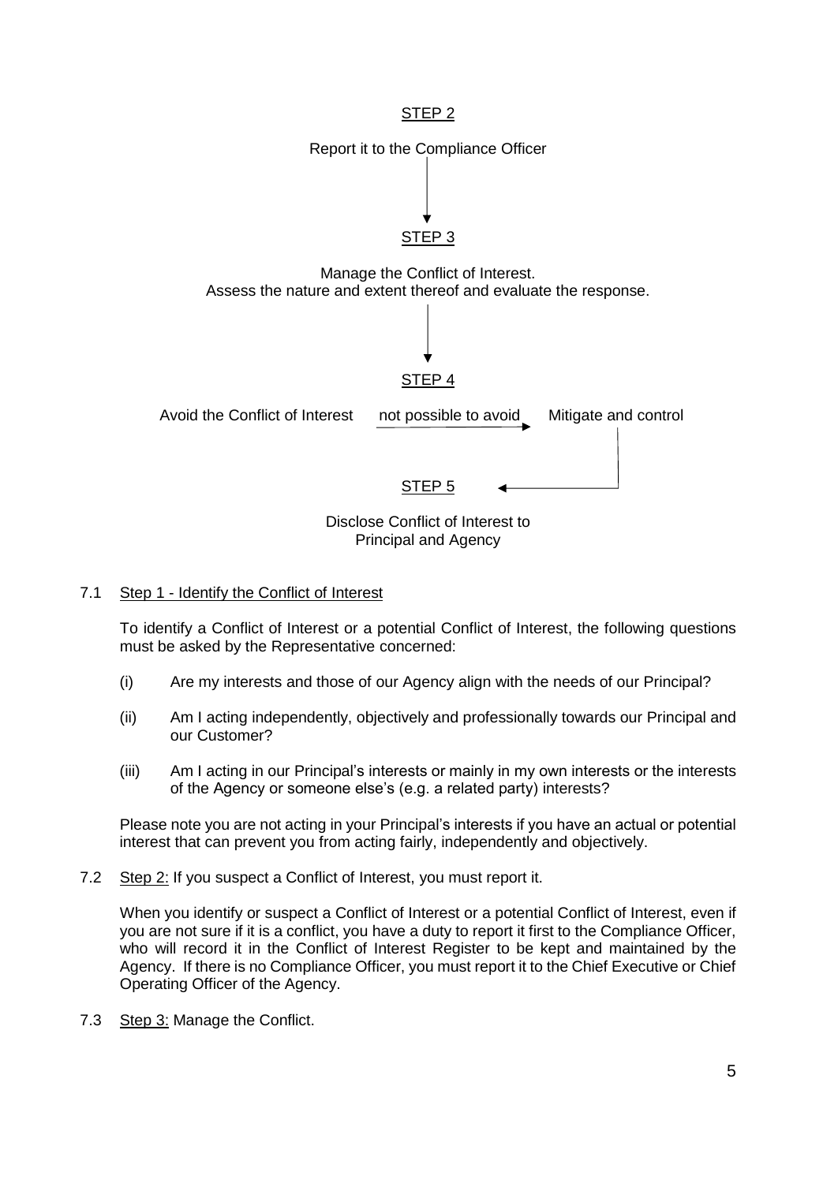STEP 2

Report it to the Compliance Officer

↓

STEP 3

Manage the Conflict of Interest.
Assess the nature and extent thereof and evaluate the response.

↓

STEP 4

Avoid the Conflict of Interest —not possible to avoid→ Mitigate and control

↓

STEP 5

Disclose Conflict of Interest to Principal and Agency

7.1 Step 1 - Identify the Conflict of Interest

To identify a Conflict of Interest or a potential Conflict of Interest, the following questions must be asked by the Representative concerned:

(i) Are my interests and those of our Agency align with the needs of our Principal?

(ii) Am I acting independently, objectively and professionally towards our Principal and our Customer?

(iii) Am I acting in our Principal's interests or mainly in my own interests or the interests of the Agency or someone else's (e.g. a related party) interests?

Please note you are not acting in your Principal's interests if you have an actual or potential interest that can prevent you from acting fairly, independently and objectively.

7.2 Step 2: If you suspect a Conflict of Interest, you must report it.

When you identify or suspect a Conflict of Interest or a potential Conflict of Interest, even if you are not sure if it is a conflict, you have a duty to report it first to the Compliance Officer, who will record it in the Conflict of Interest Register to be kept and maintained by the Agency. If there is no Compliance Officer, you must report it to the Chief Executive or Chief Operating Officer of the Agency.

7.3 Step 3: Manage the Conflict.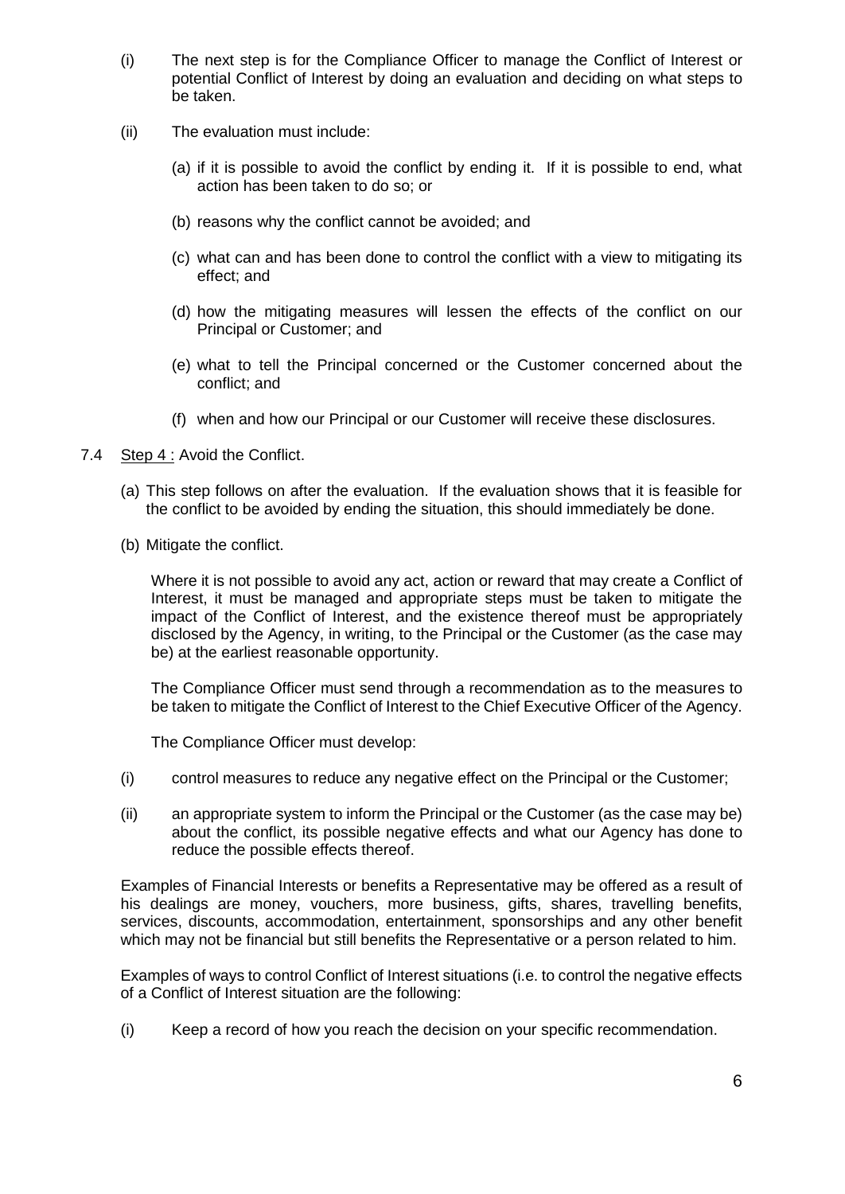(i) The next step is for the Compliance Officer to manage the Conflict of Interest or potential Conflict of Interest by doing an evaluation and deciding on what steps to be taken.

(ii) The evaluation must include:

   (a) if it is possible to avoid the conflict by ending it. If it is possible to end, what action has been taken to do so; or

   (b) reasons why the conflict cannot be avoided; and

   (c) what can and has been done to control the conflict with a view to mitigating its effect; and

   (d) how the mitigating measures will lessen the effects of the conflict on our Principal or Customer; and

   (e) what to tell the Principal concerned or the Customer concerned about the conflict; and

   (f) when and how our Principal or our Customer will receive these disclosures.

7.4 Step 4 : Avoid the Conflict.

(a) This step follows on after the evaluation. If the evaluation shows that it is feasible for the conflict to be avoided by ending the situation, this should immediately be done.

(b) Mitigate the conflict.

Where it is not possible to avoid any act, action or reward that may create a Conflict of Interest, it must be managed and appropriate steps must be taken to mitigate the impact of the Conflict of Interest, and the existence thereof must be appropriately disclosed by the Agency, in writing, to the Principal or the Customer (as the case may be) at the earliest reasonable opportunity.

The Compliance Officer must send through a recommendation as to the measures to be taken to mitigate the Conflict of Interest to the Chief Executive Officer of the Agency.

The Compliance Officer must develop:

(i) control measures to reduce any negative effect on the Principal or the Customer;

(ii) an appropriate system to inform the Principal or the Customer (as the case may be) about the conflict, its possible negative effects and what our Agency has done to reduce the possible effects thereof.

Examples of Financial Interests or benefits a Representative may be offered as a result of his dealings are money, vouchers, more business, gifts, shares, travelling benefits, services, discounts, accommodation, entertainment, sponsorships and any other benefit which may not be financial but still benefits the Representative or a person related to him.

Examples of ways to control Conflict of Interest situations (i.e. to control the negative effects of a Conflict of Interest situation are the following:

(i) Keep a record of how you reach the decision on your specific recommendation.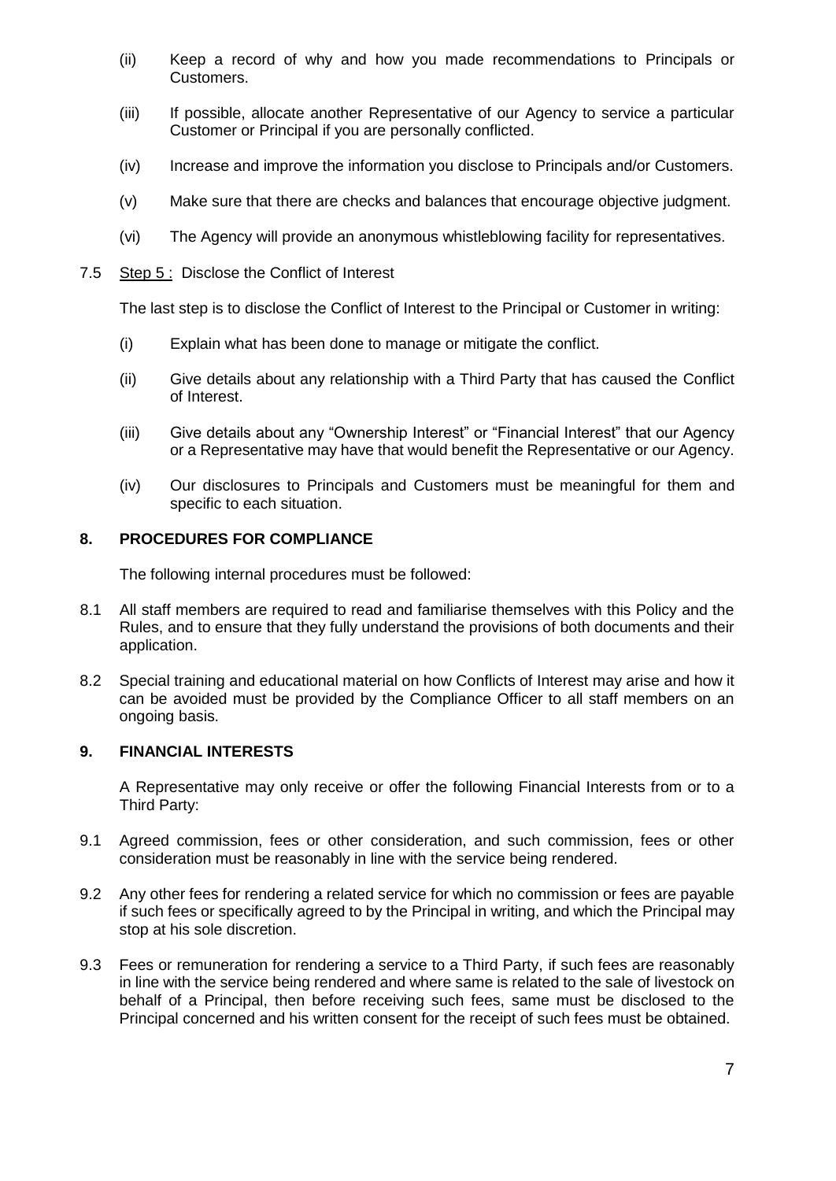(ii) Keep a record of why and how you made recommendations to Principals or Customers.

(iii) If possible, allocate another Representative of our Agency to service a particular Customer or Principal if you are personally conflicted.

(iv) Increase and improve the information you disclose to Principals and/or Customers.

(v) Make sure that there are checks and balances that encourage objective judgment.

(vi) The Agency will provide an anonymous whistleblowing facility for representatives.

7.5 Step 5 : Disclose the Conflict of Interest

The last step is to disclose the Conflict of Interest to the Principal or Customer in writing:

(i) Explain what has been done to manage or mitigate the conflict.

(ii) Give details about any relationship with a Third Party that has caused the Conflict of Interest.

(iii) Give details about any "Ownership Interest" or "Financial Interest" that our Agency or a Representative may have that would benefit the Representative or our Agency.

(iv) Our disclosures to Principals and Customers must be meaningful for them and specific to each situation.

## 8. PROCEDURES FOR COMPLIANCE

The following internal procedures must be followed:

8.1 All staff members are required to read and familiarise themselves with this Policy and the Rules, and to ensure that they fully understand the provisions of both documents and their application.

8.2 Special training and educational material on how Conflicts of Interest may arise and how it can be avoided must be provided by the Compliance Officer to all staff members on an ongoing basis.

## 9. FINANCIAL INTERESTS

A Representative may only receive or offer the following Financial Interests from or to a Third Party:

9.1 Agreed commission, fees or other consideration, and such commission, fees or other consideration must be reasonably in line with the service being rendered.

9.2 Any other fees for rendering a related service for which no commission or fees are payable if such fees or specifically agreed to by the Principal in writing, and which the Principal may stop at his sole discretion.

9.3 Fees or remuneration for rendering a service to a Third Party, if such fees are reasonably in line with the service being rendered and where same is related to the sale of livestock on behalf of a Principal, then before receiving such fees, same must be disclosed to the Principal concerned and his written consent for the receipt of such fees must be obtained.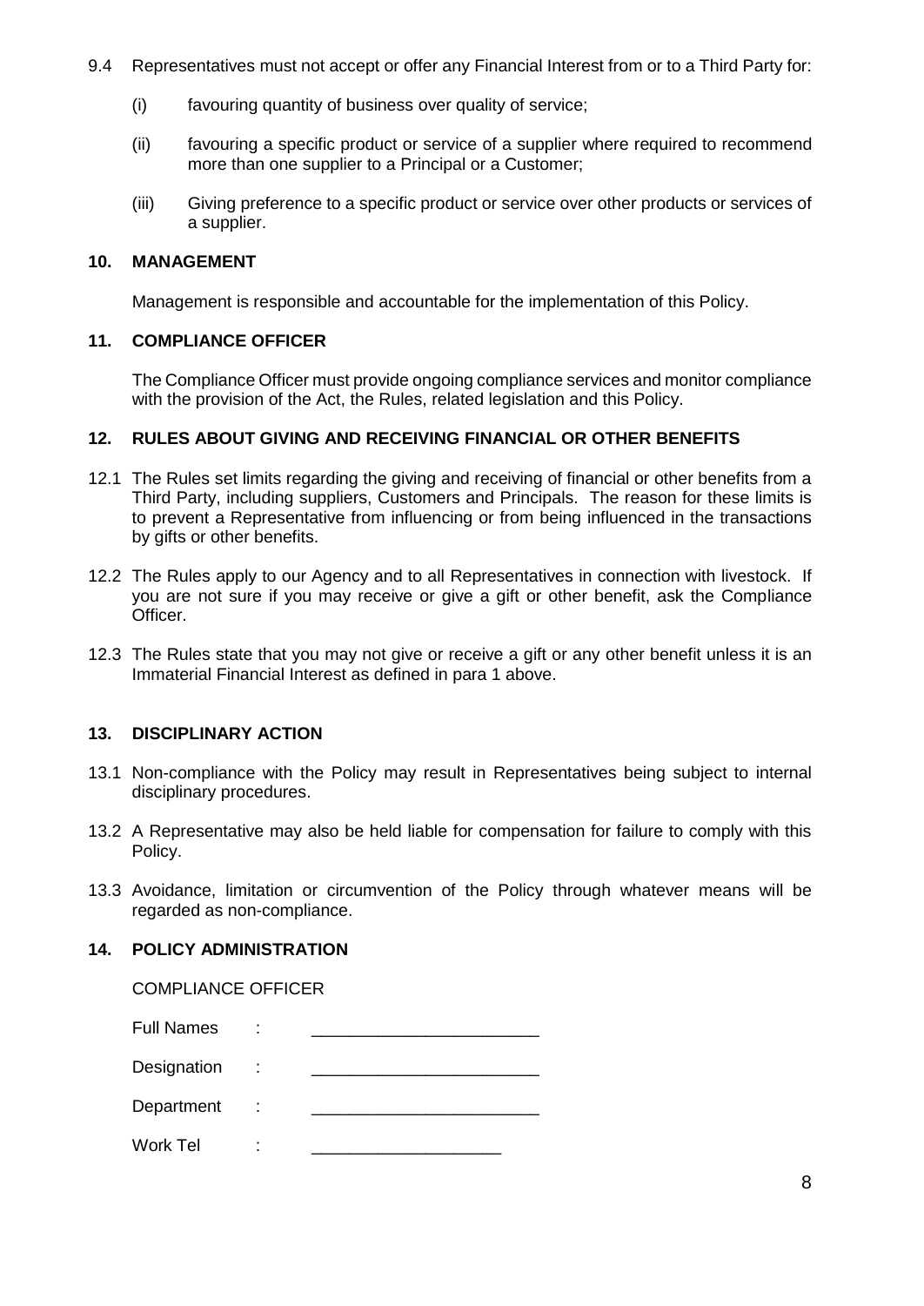9.4 Representatives must not accept or offer any Financial Interest from or to a Third Party for:

(i) favouring quantity of business over quality of service;

(ii) favouring a specific product or service of a supplier where required to recommend more than one supplier to a Principal or a Customer;

(iii) Giving preference to a specific product or service over other products or services of a supplier.

## 10. MANAGEMENT

Management is responsible and accountable for the implementation of this Policy.

## 11. COMPLIANCE OFFICER

The Compliance Officer must provide ongoing compliance services and monitor compliance with the provision of the Act, the Rules, related legislation and this Policy.

## 12. RULES ABOUT GIVING AND RECEIVING FINANCIAL OR OTHER BENEFITS

12.1 The Rules set limits regarding the giving and receiving of financial or other benefits from a Third Party, including suppliers, Customers and Principals. The reason for these limits is to prevent a Representative from influencing or from being influenced in the transactions by gifts or other benefits.

12.2 The Rules apply to our Agency and to all Representatives in connection with livestock. If you are not sure if you may receive or give a gift or other benefit, ask the Compliance Officer.

12.3 The Rules state that you may not give or receive a gift or any other benefit unless it is an Immaterial Financial Interest as defined in para 1 above.

## 13. DISCIPLINARY ACTION

13.1 Non-compliance with the Policy may result in Representatives being subject to internal disciplinary procedures.

13.2 A Representative may also be held liable for compensation for failure to comply with this Policy.

13.3 Avoidance, limitation or circumvention of the Policy through whatever means will be regarded as non-compliance.

## 14. POLICY ADMINISTRATION

COMPLIANCE OFFICER

Full Names : ________________________

Designation : ________________________

Department : ________________________

Work Tel : ____________________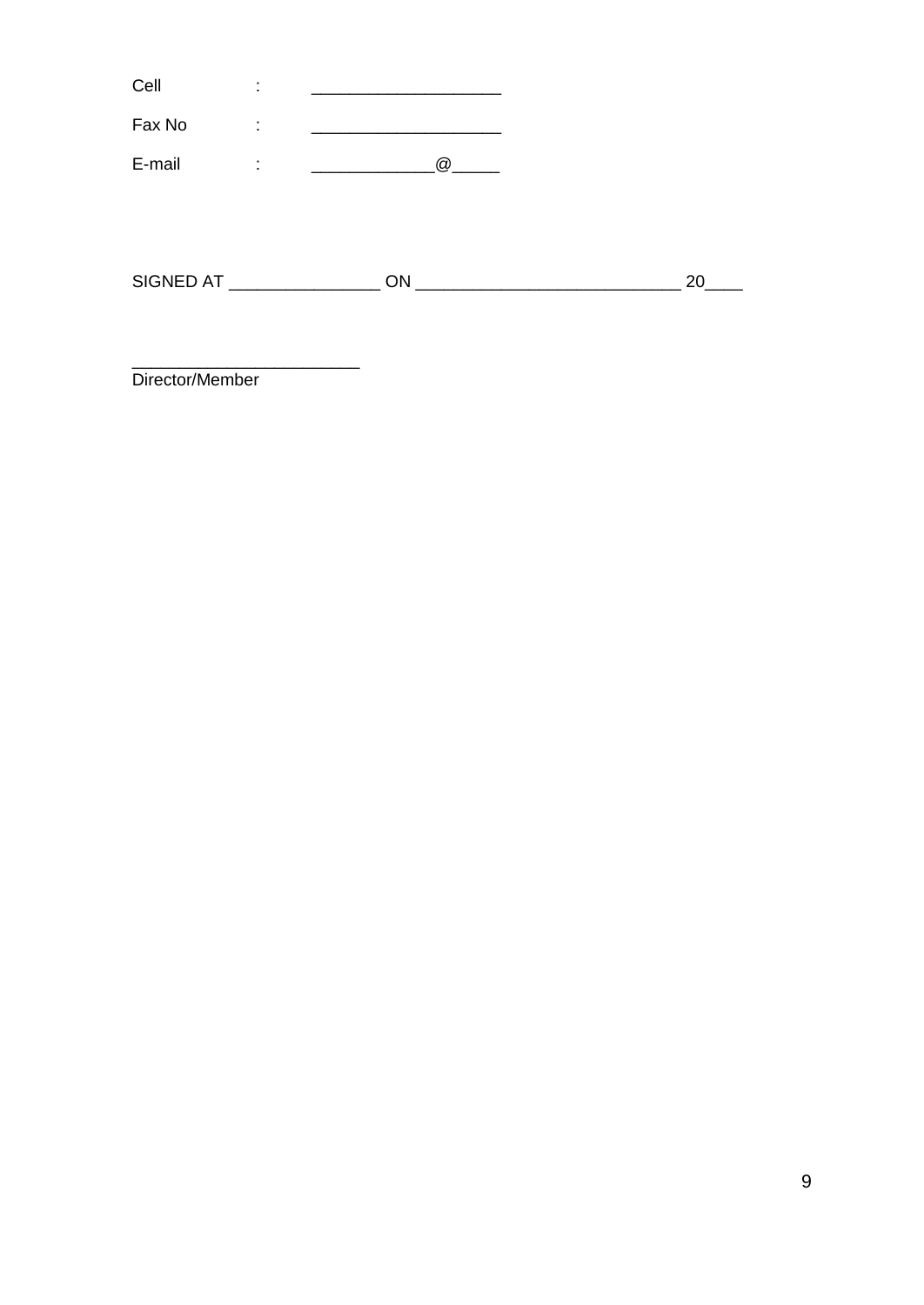Cell : ____________________

Fax No : ____________________

E-mail : _____________@_____

SIGNED AT ________________ ON ____________________________ 20____

________________________
Director/Member